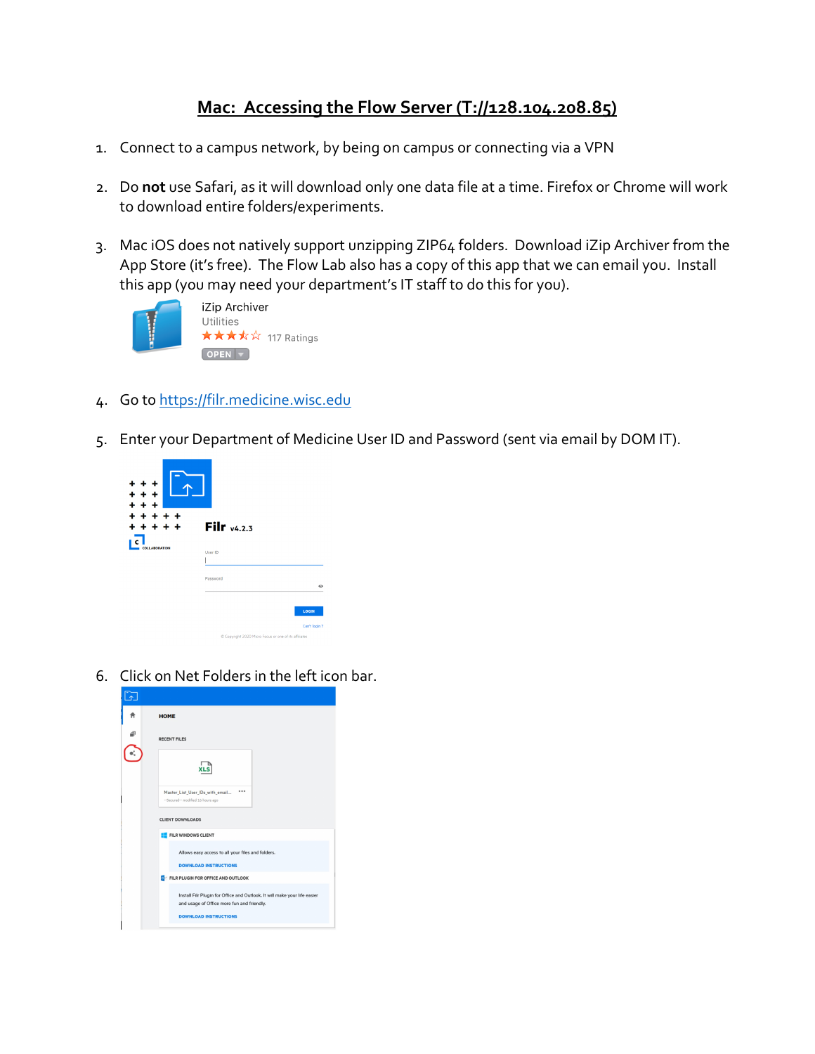# Mac: Accessing the Flow Server (T://128.104.208.85)

1. Connect to a campus network, by being on campus or connecting via a VPN

2. Do **not** use Safari, as it will download only one data file at a time. Firefox or Chrome will work to download entire folders/experiments.

3. Mac iOS does not natively support unzipping ZIP64 folders. Download iZip Archiver from the App Store (it's free). The Flow Lab also has a copy of this app that we can email you. Install this app (you may need your department's IT staff to do this for you).

4. Go to https://filr.medicine.wisc.edu

5. Enter your Department of Medicine User ID and Password (sent via email by DOM IT).

6. Click on Net Folders in the left icon bar.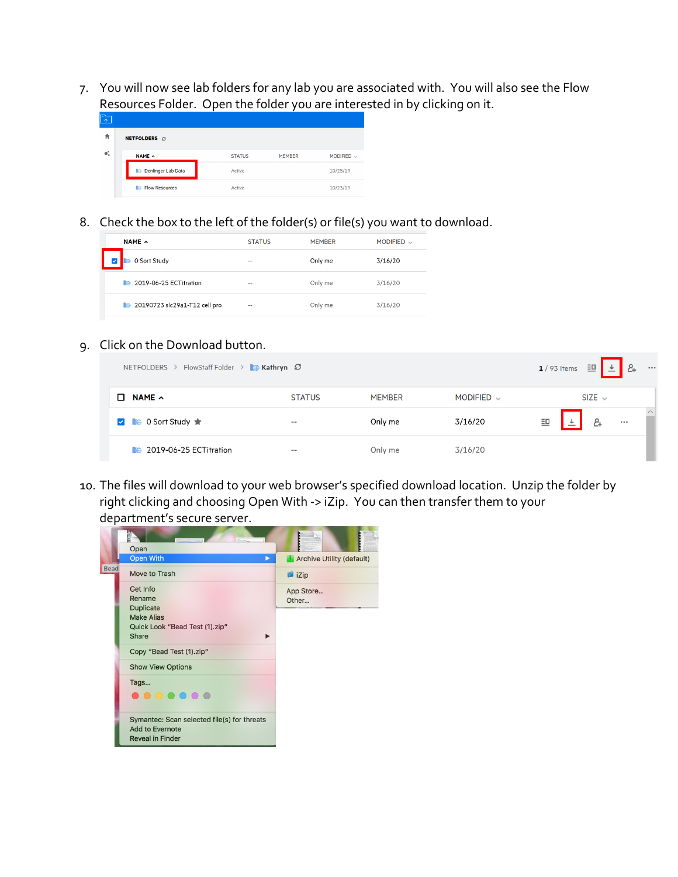7. You will now see lab folders for any lab you are associated with. You will also see the Flow Resources Folder. Open the folder you are interested in by clicking on it.

8. Check the box to the left of the folder(s) or file(s) you want to download.

9. Click on the Download button.

10. The files will download to your web browser's specified download location. Unzip the folder by right clicking and choosing Open With -> iZip. You can then transfer them to your department's secure server.